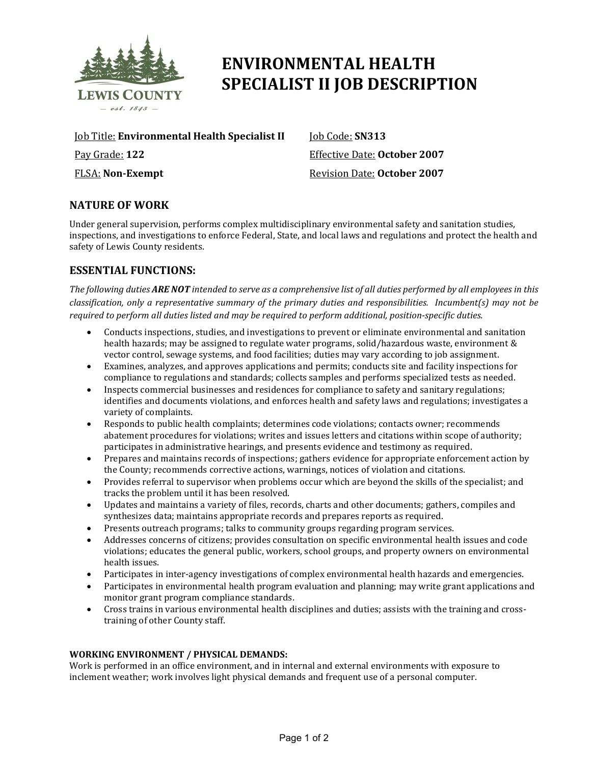# ENVIRONMENTAL HEALTH SPECIALIST II JOB DESCRIPTION

Job Title: **Environmental Health Specialist II**

Job Code: **SN313**

Pay Grade: **122**

Effective Date: **October 2007**

FLSA: **Non-Exempt**

Revision Date: **October 2007**

## NATURE OF WORK

Under general supervision, performs complex multidisciplinary environmental safety and sanitation studies, inspections, and investigations to enforce Federal, State, and local laws and regulations and protect the health and safety of Lewis County residents.

## ESSENTIAL FUNCTIONS:

*The following duties **ARE NOT** intended to serve as a comprehensive list of all duties performed by all employees in this classification, only a representative summary of the primary duties and responsibilities. Incumbent(s) may not be required to perform all duties listed and may be required to perform additional, position-specific duties.*

- Conducts inspections, studies, and investigations to prevent or eliminate environmental and sanitation health hazards; may be assigned to regulate water programs, solid/hazardous waste, environment & vector control, sewage systems, and food facilities; duties may vary according to job assignment.
- Examines, analyzes, and approves applications and permits; conducts site and facility inspections for compliance to regulations and standards; collects samples and performs specialized tests as needed.
- Inspects commercial businesses and residences for compliance to safety and sanitary regulations; identifies and documents violations, and enforces health and safety laws and regulations; investigates a variety of complaints.
- Responds to public health complaints; determines code violations; contacts owner; recommends abatement procedures for violations; writes and issues letters and citations within scope of authority; participates in administrative hearings, and presents evidence and testimony as required.
- Prepares and maintains records of inspections; gathers evidence for appropriate enforcement action by the County; recommends corrective actions, warnings, notices of violation and citations.
- Provides referral to supervisor when problems occur which are beyond the skills of the specialist; and tracks the problem until it has been resolved.
- Updates and maintains a variety of files, records, charts and other documents; gathers, compiles and synthesizes data; maintains appropriate records and prepares reports as required.
- Presents outreach programs; talks to community groups regarding program services.
- Addresses concerns of citizens; provides consultation on specific environmental health issues and code violations; educates the general public, workers, school groups, and property owners on environmental health issues.
- Participates in inter-agency investigations of complex environmental health hazards and emergencies.
- Participates in environmental health program evaluation and planning; may write grant applications and monitor grant program compliance standards.
- Cross trains in various environmental health disciplines and duties; assists with the training and cross-training of other County staff.

### WORKING ENVIRONMENT / PHYSICAL DEMANDS:

Work is performed in an office environment, and in internal and external environments with exposure to inclement weather; work involves light physical demands and frequent use of a personal computer.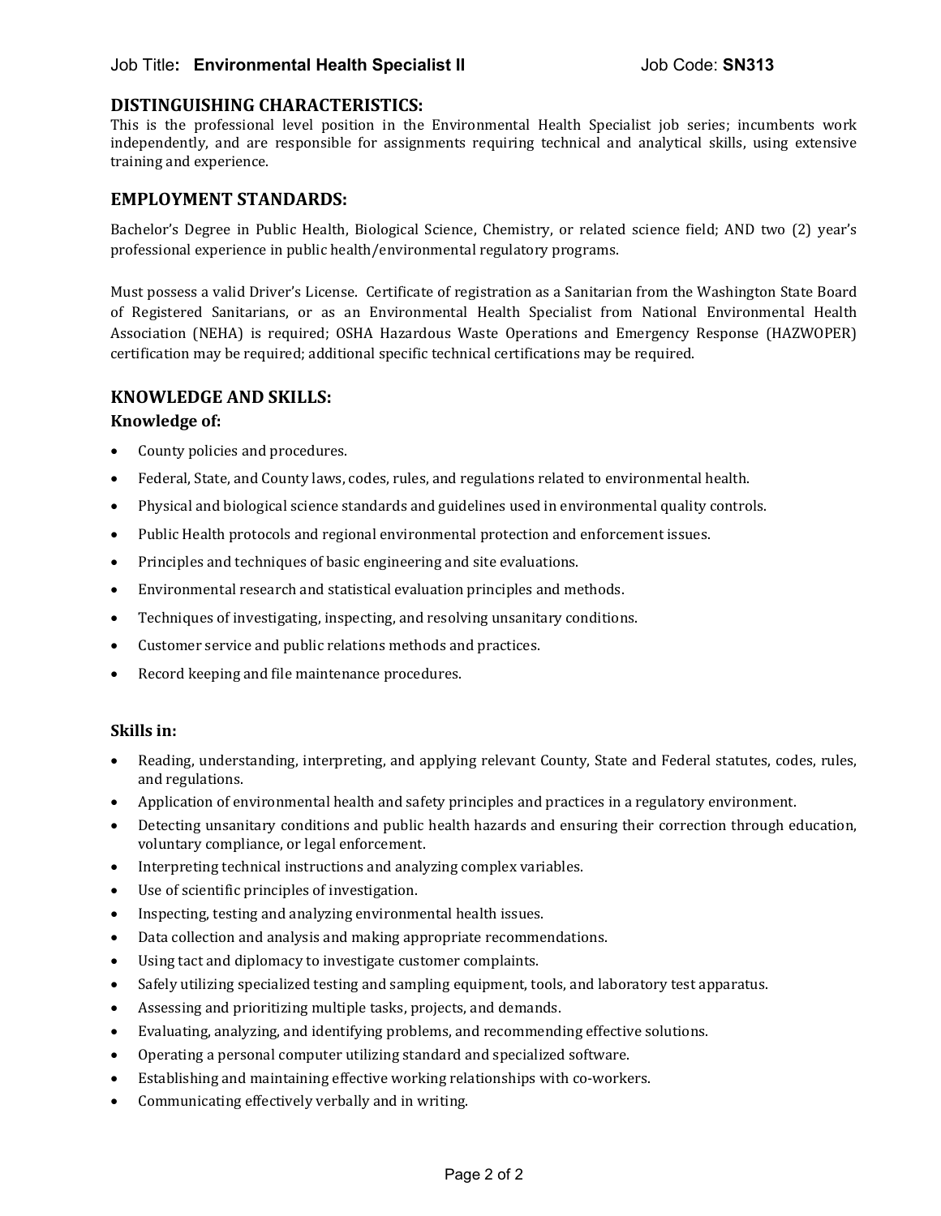Job Title: **Environmental Health Specialist II** Job Code: **SN313**

## DISTINGUISHING CHARACTERISTICS:

This is the professional level position in the Environmental Health Specialist job series; incumbents work independently, and are responsible for assignments requiring technical and analytical skills, using extensive training and experience.

## EMPLOYMENT STANDARDS:

Bachelor's Degree in Public Health, Biological Science, Chemistry, or related science field; AND two (2) year's professional experience in public health/environmental regulatory programs.

Must possess a valid Driver's License. Certificate of registration as a Sanitarian from the Washington State Board of Registered Sanitarians, or as an Environmental Health Specialist from National Environmental Health Association (NEHA) is required; OSHA Hazardous Waste Operations and Emergency Response (HAZWOPER) certification may be required; additional specific technical certifications may be required.

## KNOWLEDGE AND SKILLS:

### Knowledge of:

- County policies and procedures.
- Federal, State, and County laws, codes, rules, and regulations related to environmental health.
- Physical and biological science standards and guidelines used in environmental quality controls.
- Public Health protocols and regional environmental protection and enforcement issues.
- Principles and techniques of basic engineering and site evaluations.
- Environmental research and statistical evaluation principles and methods.
- Techniques of investigating, inspecting, and resolving unsanitary conditions.
- Customer service and public relations methods and practices.
- Record keeping and file maintenance procedures.

### Skills in:

- Reading, understanding, interpreting, and applying relevant County, State and Federal statutes, codes, rules, and regulations.
- Application of environmental health and safety principles and practices in a regulatory environment.
- Detecting unsanitary conditions and public health hazards and ensuring their correction through education, voluntary compliance, or legal enforcement.
- Interpreting technical instructions and analyzing complex variables.
- Use of scientific principles of investigation.
- Inspecting, testing and analyzing environmental health issues.
- Data collection and analysis and making appropriate recommendations.
- Using tact and diplomacy to investigate customer complaints.
- Safely utilizing specialized testing and sampling equipment, tools, and laboratory test apparatus.
- Assessing and prioritizing multiple tasks, projects, and demands.
- Evaluating, analyzing, and identifying problems, and recommending effective solutions.
- Operating a personal computer utilizing standard and specialized software.
- Establishing and maintaining effective working relationships with co-workers.
- Communicating effectively verbally and in writing.